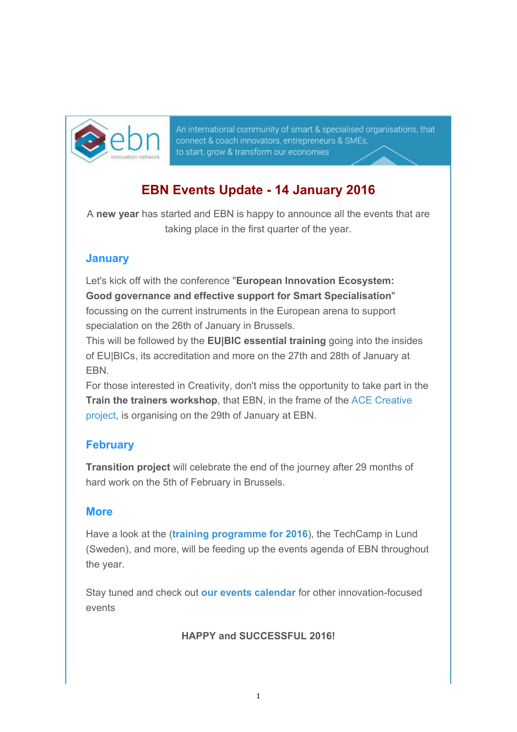An international community of smart & specialised organisations, that connect & coach innovators, entrepreneurs & SMEs, to start, grow & transform our economies

# EBN Events Update - 14 January 2016

A **new year** has started and EBN is happy to announce all the events that are taking place in the first quarter of the year.

## January

Let's kick off with the conference "**European Innovation Ecosystem: Good governance and effective support for Smart Specialisation**" focussing on the current instruments in the European arena to support specialation on the 26th of January in Brussels.
This will be followed by the **EU|BIC essential training** going into the insides of EU|BICs, its accreditation and more on the 27th and 28th of January at EBN.
For those interested in Creativity, don't miss the opportunity to take part in the **Train the trainers workshop**, that EBN, in the frame of the ACE Creative project, is organising on the 29th of January at EBN.

## February

**Transition project** will celebrate the end of the journey after 29 months of hard work on the 5th of February in Brussels.

## More

Have a look at the (**training programme for 2016**), the TechCamp in Lund (Sweden), and more, will be feeding up the events agenda of EBN throughout the year.

Stay tuned and check out **our events calendar** for other innovation-focused events

**HAPPY and SUCCESSFUL 2016!**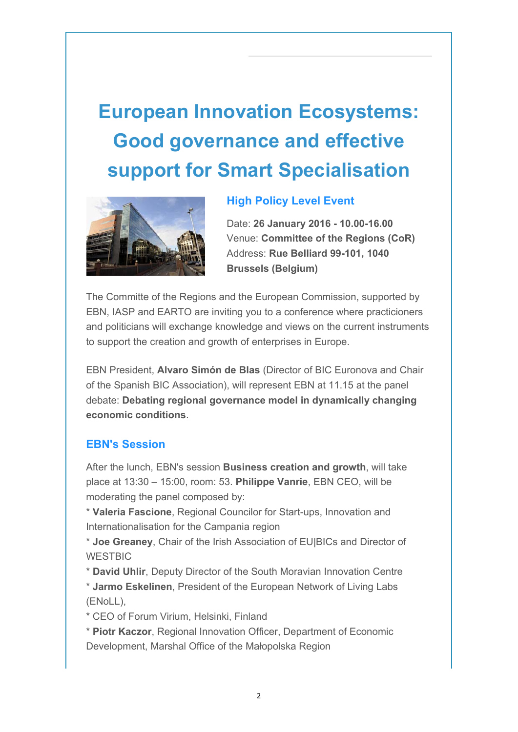# European Innovation Ecosystems: Good governance and effective support for Smart Specialisation

### High Policy Level Event

Date: **26 January 2016 - 10.00-16.00**
Venue: **Committee of the Regions (CoR)**
Address: **Rue Belliard 99-101, 1040 Brussels (Belgium)**

The Committe of the Regions and the European Commission, supported by EBN, IASP and EARTO are inviting you to a conference where practicioners and politicians will exchange knowledge and views on the current instruments to support the creation and growth of enterprises in Europe.

EBN President, **Alvaro Simón de Blas** (Director of BIC Euronova and Chair of the Spanish BIC Association), will represent EBN at 11.15 at the panel debate: **Debating regional governance model in dynamically changing economic conditions**.

### EBN's Session

After the lunch, EBN's session **Business creation and growth**, will take place at 13:30 – 15:00, room: 53. **Philippe Vanrie**, EBN CEO, will be moderating the panel composed by:
* **Valeria Fascione**, Regional Councilor for Start-ups, Innovation and Internationalisation for the Campania region
* **Joe Greaney**, Chair of the Irish Association of EU|BICs and Director of WESTBIC
* **David Uhlir**, Deputy Director of the South Moravian Innovation Centre
* **Jarmo Eskelinen**, President of the European Network of Living Labs (ENoLL),
* CEO of Forum Virium, Helsinki, Finland
* **Piotr Kaczor**, Regional Innovation Officer, Department of Economic Development, Marshal Office of the Małopolska Region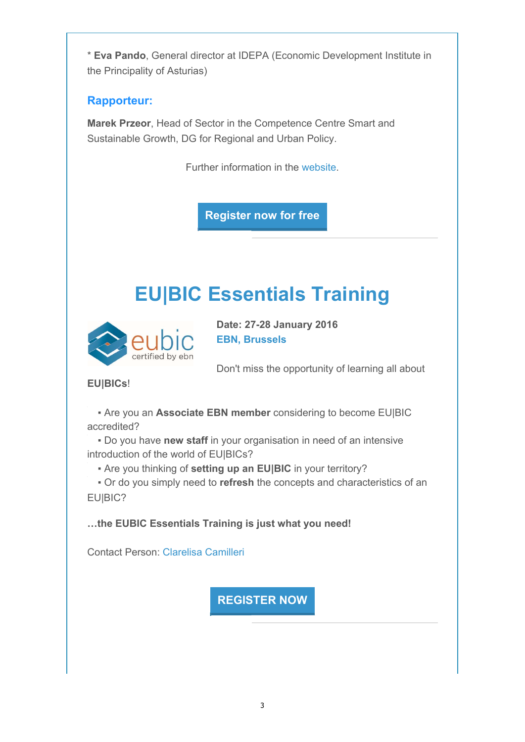* **Eva Pando**, General director at IDEPA (Economic Development Institute in the Principality of Asturias)

### Rapporteur:

**Marek Przeor**, Head of Sector in the Competence Centre Smart and Sustainable Growth, DG for Regional and Urban Policy.

Further information in the website.

Register now for free

# EU|BIC Essentials Training

**Date: 27-28 January 2016**
**EBN, Brussels**

Don't miss the opportunity of learning all about **EU|BICs**!

- Are you an **Associate EBN member** considering to become EU|BIC accredited?
- Do you have **new staff** in your organisation in need of an intensive introduction of the world of EU|BICs?
- Are you thinking of **setting up an EU|BIC** in your territory?
- Or do you simply need to **refresh** the concepts and characteristics of an EU|BIC?

**…the EUBIC Essentials Training is just what you need!**

Contact Person: Clarelisa Camilleri

REGISTER NOW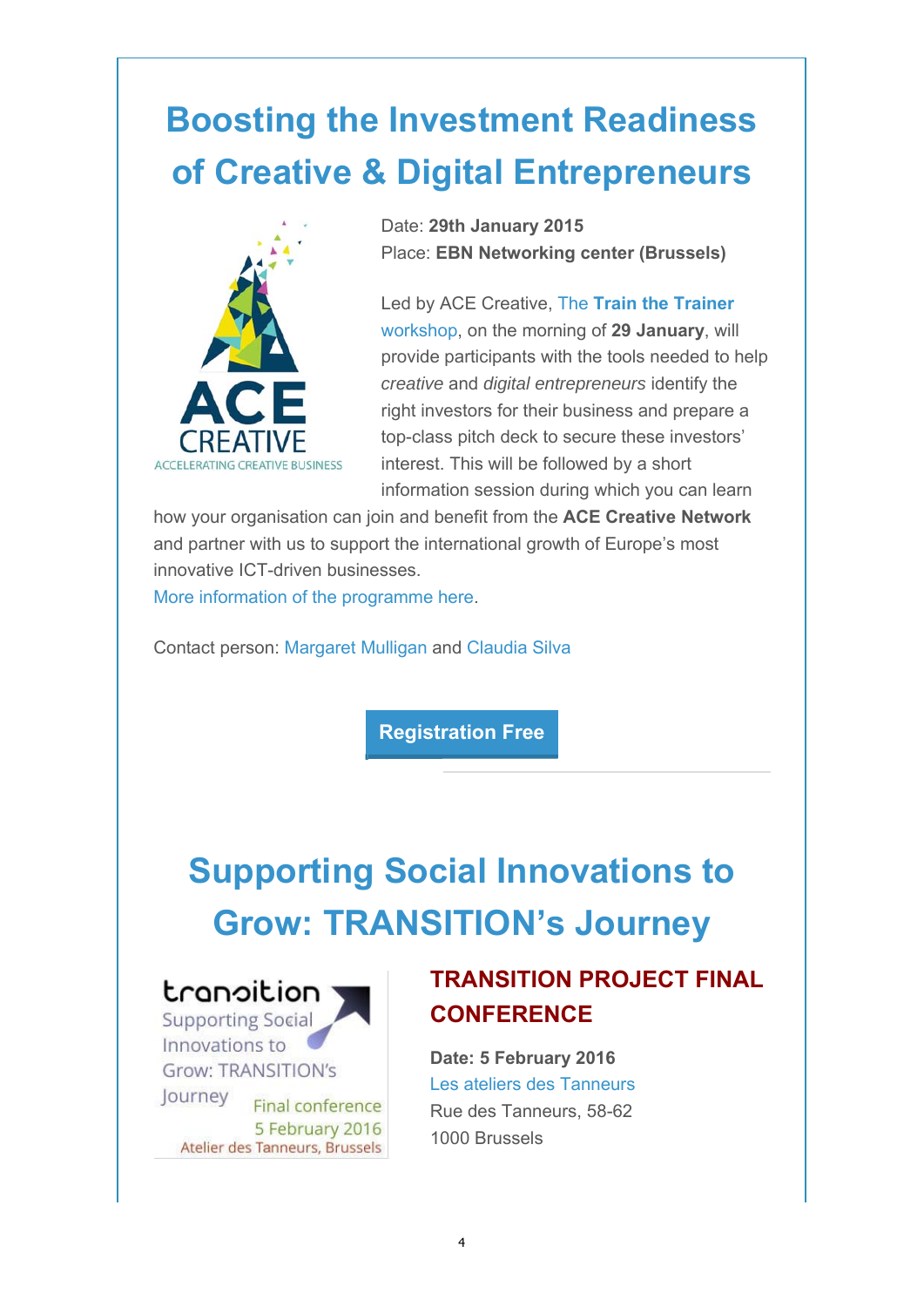# Boosting the Investment Readiness of Creative & Digital Entrepreneurs

Date: **29th January 2015**
Place: **EBN Networking center (Brussels)**

Led by ACE Creative, The **Train the Trainer** workshop, on the morning of **29 January**, will provide participants with the tools needed to help *creative* and *digital entrepreneurs* identify the right investors for their business and prepare a top-class pitch deck to secure these investors' interest. This will be followed by a short information session during which you can learn how your organisation can join and benefit from the **ACE Creative Network** and partner with us to support the international growth of Europe's most innovative ICT-driven businesses.
More information of the programme here.

Contact person: Margaret Mulligan and Claudia Silva

**Registration Free**

# Supporting Social Innovations to Grow: TRANSITION's Journey

## TRANSITION PROJECT FINAL CONFERENCE

**Date: 5 February 2016**
Les ateliers des Tanneurs
Rue des Tanneurs, 58-62
1000 Brussels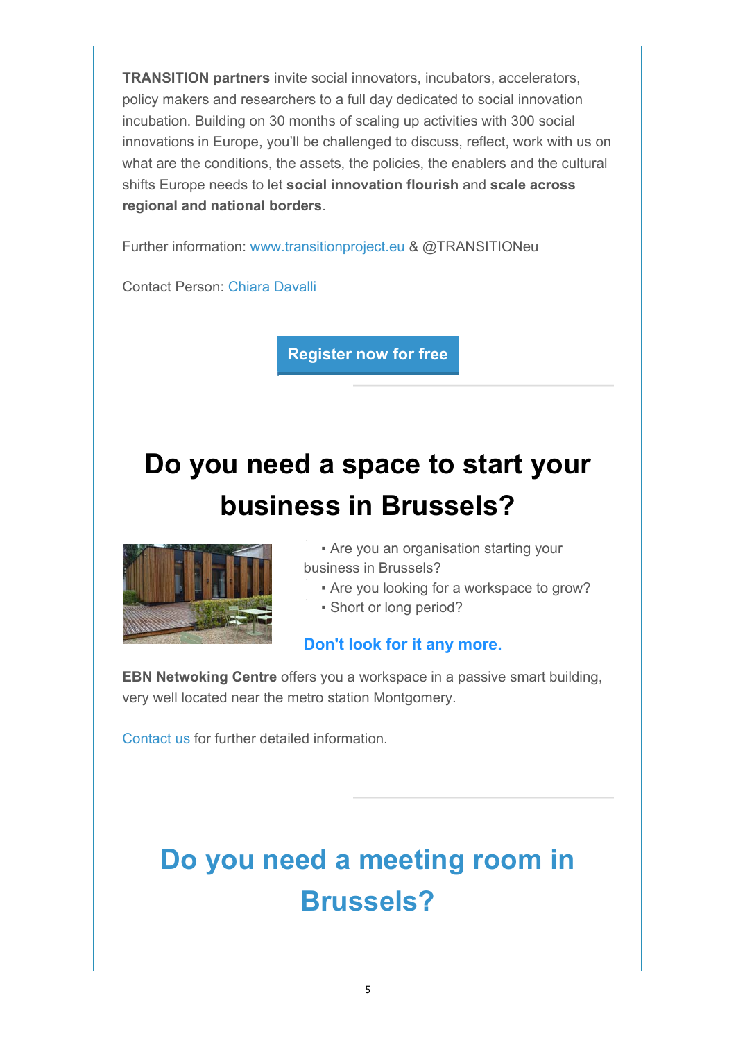**TRANSITION partners** invite social innovators, incubators, accelerators, policy makers and researchers to a full day dedicated to social innovation incubation. Building on 30 months of scaling up activities with 300 social innovations in Europe, you'll be challenged to discuss, reflect, work with us on what are the conditions, the assets, the policies, the enablers and the cultural shifts Europe needs to let **social innovation flourish** and **scale across regional and national borders**.

Further information: www.transitionproject.eu & @TRANSITIONeu

Contact Person: Chiara Davalli

**Register now for free**

# Do you need a space to start your business in Brussels?

- Are you an organisation starting your business in Brussels?
- Are you looking for a workspace to grow?
- Short or long period?

**Don't look for it any more.**

**EBN Netwoking Centre** offers you a workspace in a passive smart building, very well located near the metro station Montgomery.

Contact us for further detailed information.

# Do you need a meeting room in Brussels?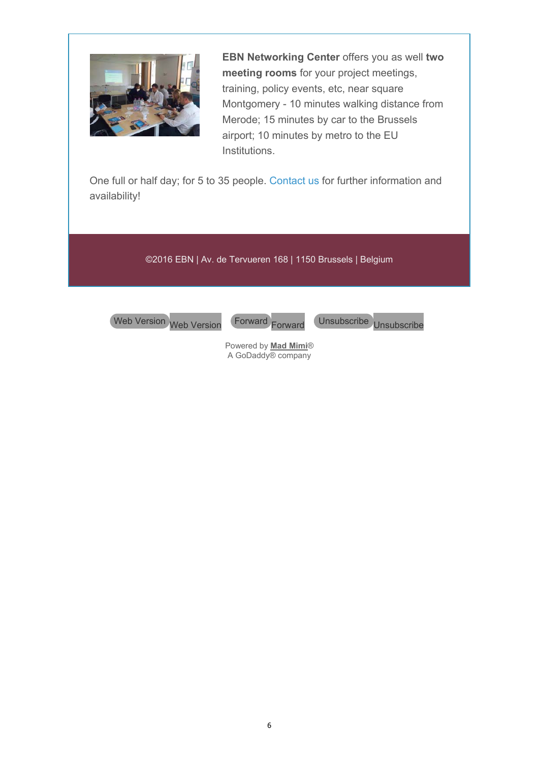**EBN Networking Center** offers you as well **two meeting rooms** for your project meetings, training, policy events, etc, near square Montgomery - 10 minutes walking distance from Merode; 15 minutes by car to the Brussels airport; 10 minutes by metro to the EU Institutions.

One full or half day; for 5 to 35 people. Contact us for further information and availability!

©2016 EBN | Av. de Tervueren 168 | 1150 Brussels | Belgium

Web Version Web Version Forward Forward Unsubscribe Unsubscribe

Powered by **Mad Mimi**®
A GoDaddy® company